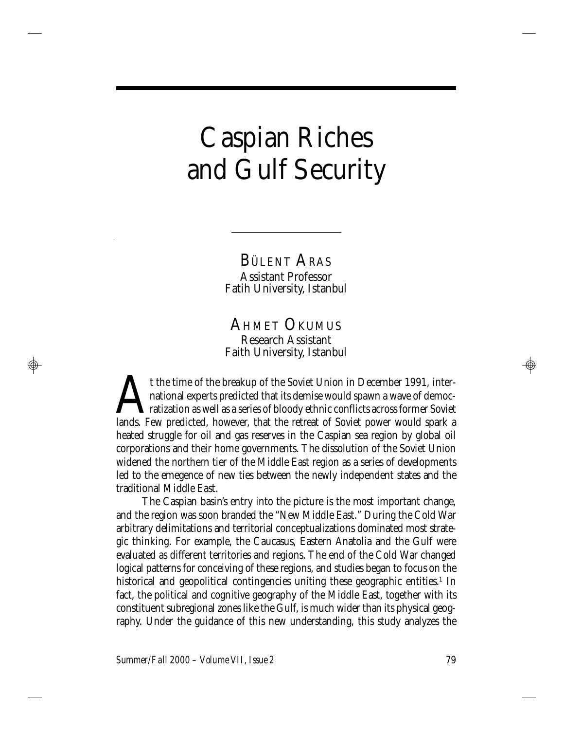# Caspian Riches and Gulf Security

BÜLENT ARAS
Assistant Professor
Fatih University, Istanbul

AHMET OKUMUS
Research Assistant
Faith University, Istanbul

At the time of the breakup of the Soviet Union in December 1991, international experts predicted that its demise would spawn a wave of democratization as well as a series of bloody ethnic conflicts across former Soviet lands. Few predicted, however, that the retreat of Soviet power would spark a heated struggle for oil and gas reserves in the Caspian sea region by global oil corporations and their home governments. The dissolution of the Soviet Union widened the northern tier of the Middle East region as a series of developments led to the emegence of new ties between the newly independent states and the traditional Middle East.

The Caspian basin's entry into the picture is the most important change, and the region was soon branded the "New Middle East." During the Cold War arbitrary delimitations and territorial conceptualizations dominated most strategic thinking. For example, the Caucasus, Eastern Anatolia and the Gulf were evaluated as different territories and regions. The end of the Cold War changed logical patterns for conceiving of these regions, and studies began to focus on the historical and geopolitical contingencies uniting these geographic entities.[1] In fact, the political and cognitive geography of the Middle East, together with its constituent subregional zones like the Gulf, is much wider than its physical geography. Under the guidance of this new understanding, this study analyzes the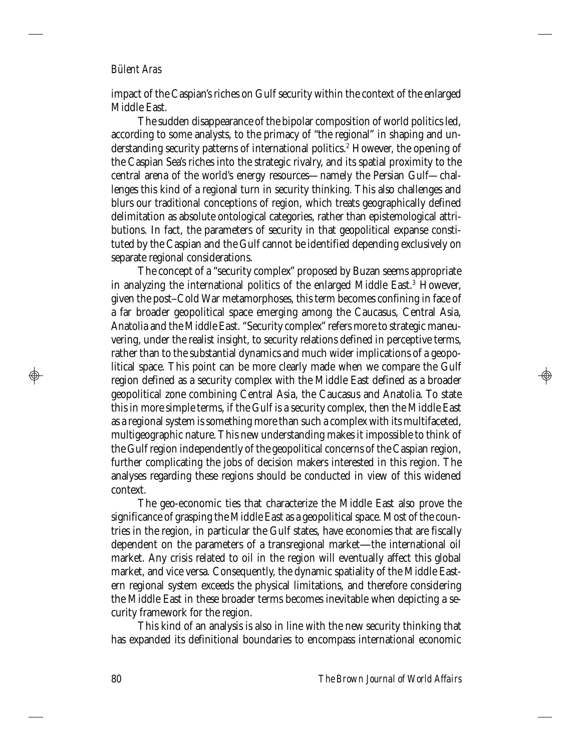impact of the Caspian's riches on Gulf security within the context of the enlarged Middle East.

The sudden disappearance of the bipolar composition of world politics led, according to some analysts, to the primacy of "the regional" in shaping and understanding security patterns of international politics.[2] However, the opening of the Caspian Sea's riches into the strategic rivalry, and its spatial proximity to the central arena of the world's energy resources—namely the Persian Gulf—challenges this kind of a regional turn in security thinking. This also challenges and blurs our traditional conceptions of region, which treats geographically defined delimitation as absolute ontological categories, rather than epistemological attributions. In fact, the parameters of security in that geopolitical expanse constituted by the Caspian and the Gulf cannot be identified depending exclusively on separate regional considerations.

The concept of a "security complex" proposed by Buzan seems appropriate in analyzing the international politics of the enlarged Middle East.[3] However, given the post–Cold War metamorphoses, this term becomes confining in face of a far broader geopolitical space emerging among the Caucasus, Central Asia, Anatolia and the Middle East. "Security complex" refers more to strategic maneuvering, under the realist insight, to security relations defined in perceptive terms, rather than to the substantial dynamics and much wider implications of a geopolitical space. This point can be more clearly made when we compare the Gulf region defined as a security complex with the Middle East defined as a broader geopolitical zone combining Central Asia, the Caucasus and Anatolia. To state this in more simple terms, if the Gulf is a security complex, then the Middle East as a regional system is something more than such a complex with its multifaceted, multigeographic nature. This new understanding makes it impossible to think of the Gulf region independently of the geopolitical concerns of the Caspian region, further complicating the jobs of decision makers interested in this region. The analyses regarding these regions should be conducted in view of this widened context.

The geo-economic ties that characterize the Middle East also prove the significance of grasping the Middle East as a geopolitical space. Most of the countries in the region, in particular the Gulf states, have economies that are fiscally dependent on the parameters of a transregional market—the international oil market. Any crisis related to oil in the region will eventually affect this global market, and vice versa. Consequently, the dynamic spatiality of the Middle Eastern regional system exceeds the physical limitations, and therefore considering the Middle East in these broader terms becomes inevitable when depicting a security framework for the region.

This kind of an analysis is also in line with the new security thinking that has expanded its definitional boundaries to encompass international economic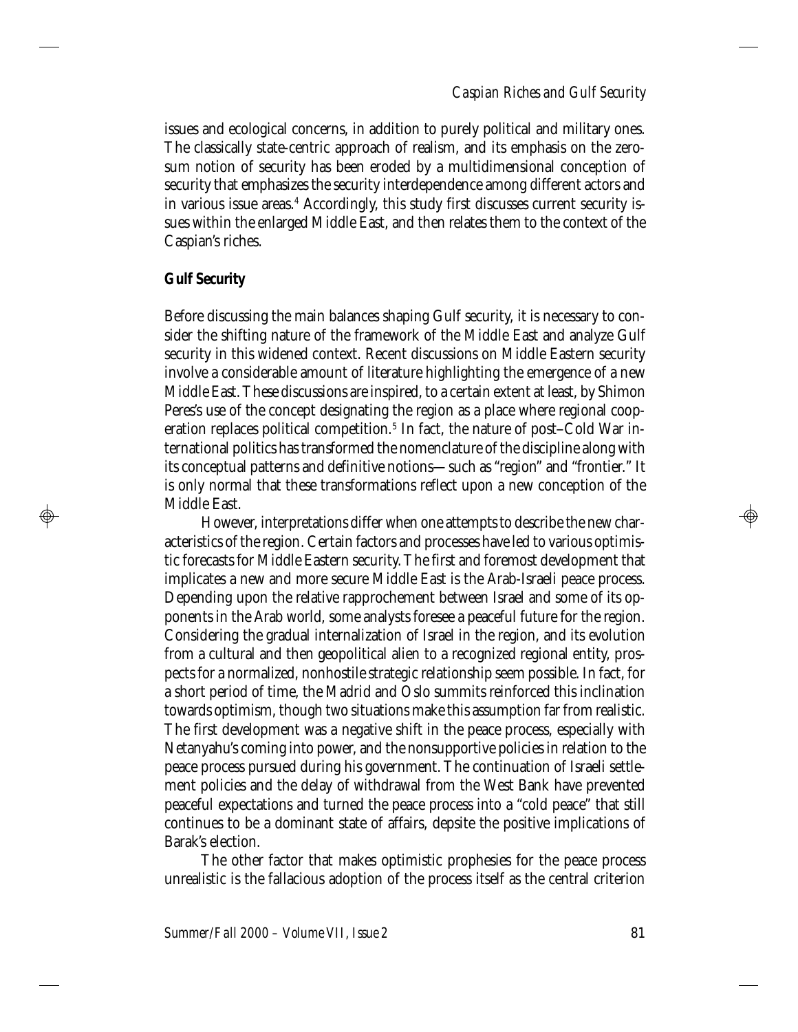issues and ecological concerns, in addition to purely political and military ones. The classically state-centric approach of realism, and its emphasis on the zero-sum notion of security has been eroded by a multidimensional conception of security that emphasizes the security interdependence among different actors and in various issue areas.[4] Accordingly, this study first discusses current security issues within the enlarged Middle East, and then relates them to the context of the Caspian's riches.

## Gulf Security

Before discussing the main balances shaping Gulf security, it is necessary to consider the shifting nature of the framework of the Middle East and analyze Gulf security in this widened context. Recent discussions on Middle Eastern security involve a considerable amount of literature highlighting the emergence of a new Middle East. These discussions are inspired, to a certain extent at least, by Shimon Peres's use of the concept designating the region as a place where regional cooperation replaces political competition.[5] In fact, the nature of post–Cold War international politics has transformed the nomenclature of the discipline along with its conceptual patterns and definitive notions—such as "region" and "frontier." It is only normal that these transformations reflect upon a new conception of the Middle East.

However, interpretations differ when one attempts to describe the new characteristics of the region. Certain factors and processes have led to various optimistic forecasts for Middle Eastern security. The first and foremost development that implicates a new and more secure Middle East is the Arab-Israeli peace process. Depending upon the relative rapprochement between Israel and some of its opponents in the Arab world, some analysts foresee a peaceful future for the region. Considering the gradual internalization of Israel in the region, and its evolution from a cultural and then geopolitical alien to a recognized regional entity, prospects for a normalized, nonhostile strategic relationship seem possible. In fact, for a short period of time, the Madrid and Oslo summits reinforced this inclination towards optimism, though two situations make this assumption far from realistic. The first development was a negative shift in the peace process, especially with Netanyahu's coming into power, and the nonsupportive policies in relation to the peace process pursued during his government. The continuation of Israeli settlement policies and the delay of withdrawal from the West Bank have prevented peaceful expectations and turned the peace process into a "cold peace" that still continues to be a dominant state of affairs, depsite the positive implications of Barak's election.

The other factor that makes optimistic prophesies for the peace process unrealistic is the fallacious adoption of the process itself as the central criterion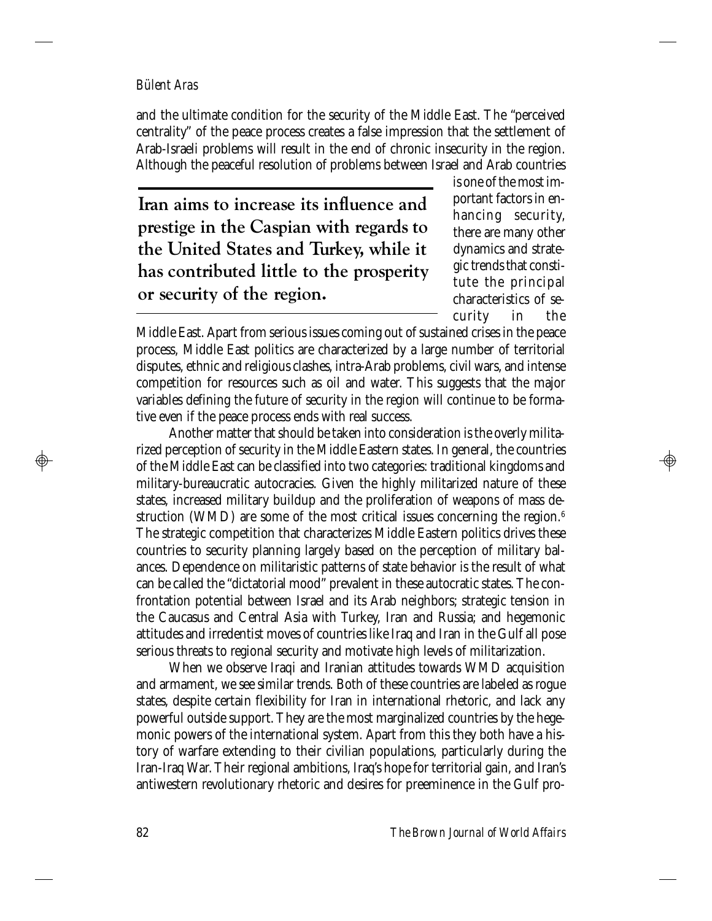and the ultimate condition for the security of the Middle East. The "perceived centrality" of the peace process creates a false impression that the settlement of Arab-Israeli problems will result in the end of chronic insecurity in the region. Although the peaceful resolution of problems between Israel and Arab countries is one of the most important factors in enhancing security, there are many other dynamics and strategic trends that constitute the principal characteristics of security in the Middle East. Apart from serious issues coming out of sustained crises in the peace process, Middle East politics are characterized by a large number of territorial disputes, ethnic and religious clashes, intra-Arab problems, civil wars, and intense competition for resources such as oil and water. This suggests that the major variables defining the future of security in the region will continue to be formative even if the peace process ends with real success.

> **Iran aims to increase its influence and prestige in the Caspian with regards to the United States and Turkey, while it has contributed little to the prosperity or security of the region.**

Another matter that should be taken into consideration is the overly militarized perception of security in the Middle Eastern states. In general, the countries of the Middle East can be classified into two categories: traditional kingdoms and military-bureaucratic autocracies. Given the highly militarized nature of these states, increased military buildup and the proliferation of weapons of mass destruction (WMD) are some of the most critical issues concerning the region.[6] The strategic competition that characterizes Middle Eastern politics drives these countries to security planning largely based on the perception of military balances. Dependence on militaristic patterns of state behavior is the result of what can be called the "dictatorial mood" prevalent in these autocratic states. The confrontation potential between Israel and its Arab neighbors; strategic tension in the Caucasus and Central Asia with Turkey, Iran and Russia; and hegemonic attitudes and irredentist moves of countries like Iraq and Iran in the Gulf all pose serious threats to regional security and motivate high levels of militarization.

When we observe Iraqi and Iranian attitudes towards WMD acquisition and armament, we see similar trends. Both of these countries are labeled as rogue states, despite certain flexibility for Iran in international rhetoric, and lack any powerful outside support. They are the most marginalized countries by the hegemonic powers of the international system. Apart from this they both have a history of warfare extending to their civilian populations, particularly during the Iran-Iraq War. Their regional ambitions, Iraq's hope for territorial gain, and Iran's antiwestern revolutionary rhetoric and desires for preeminence in the Gulf pro-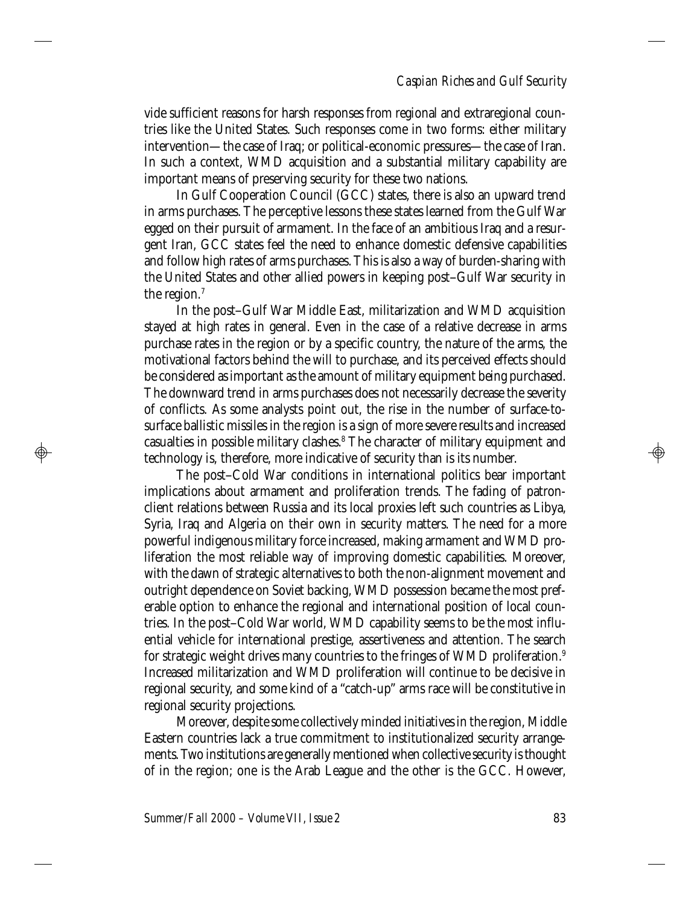vide sufficient reasons for harsh responses from regional and extraregional countries like the United States. Such responses come in two forms: either military intervention—the case of Iraq; or political-economic pressures—the case of Iran. In such a context, WMD acquisition and a substantial military capability are important means of preserving security for these two nations.

In Gulf Cooperation Council (GCC) states, there is also an upward trend in arms purchases. The perceptive lessons these states learned from the Gulf War egged on their pursuit of armament. In the face of an ambitious Iraq and a resurgent Iran, GCC states feel the need to enhance domestic defensive capabilities and follow high rates of arms purchases. This is also a way of burden-sharing with the United States and other allied powers in keeping post–Gulf War security in the region.[7]

In the post–Gulf War Middle East, militarization and WMD acquisition stayed at high rates in general. Even in the case of a relative decrease in arms purchase rates in the region or by a specific country, the nature of the arms, the motivational factors behind the will to purchase, and its perceived effects should be considered as important as the amount of military equipment being purchased. The downward trend in arms purchases does not necessarily decrease the severity of conflicts. As some analysts point out, the rise in the number of surface-to-surface ballistic missiles in the region is a sign of more severe results and increased casualties in possible military clashes.[8] The character of military equipment and technology is, therefore, more indicative of security than is its number.

The post–Cold War conditions in international politics bear important implications about armament and proliferation trends. The fading of patron-client relations between Russia and its local proxies left such countries as Libya, Syria, Iraq and Algeria on their own in security matters. The need for a more powerful indigenous military force increased, making armament and WMD proliferation the most reliable way of improving domestic capabilities. Moreover, with the dawn of strategic alternatives to both the non-alignment movement and outright dependence on Soviet backing, WMD possession became the most preferable option to enhance the regional and international position of local countries. In the post–Cold War world, WMD capability seems to be the most influential vehicle for international prestige, assertiveness and attention. The search for strategic weight drives many countries to the fringes of WMD proliferation.[9] Increased militarization and WMD proliferation will continue to be decisive in regional security, and some kind of a "catch-up" arms race will be constitutive in regional security projections.

Moreover, despite some collectively minded initiatives in the region, Middle Eastern countries lack a true commitment to institutionalized security arrangements. Two institutions are generally mentioned when collective security is thought of in the region; one is the Arab League and the other is the GCC. However,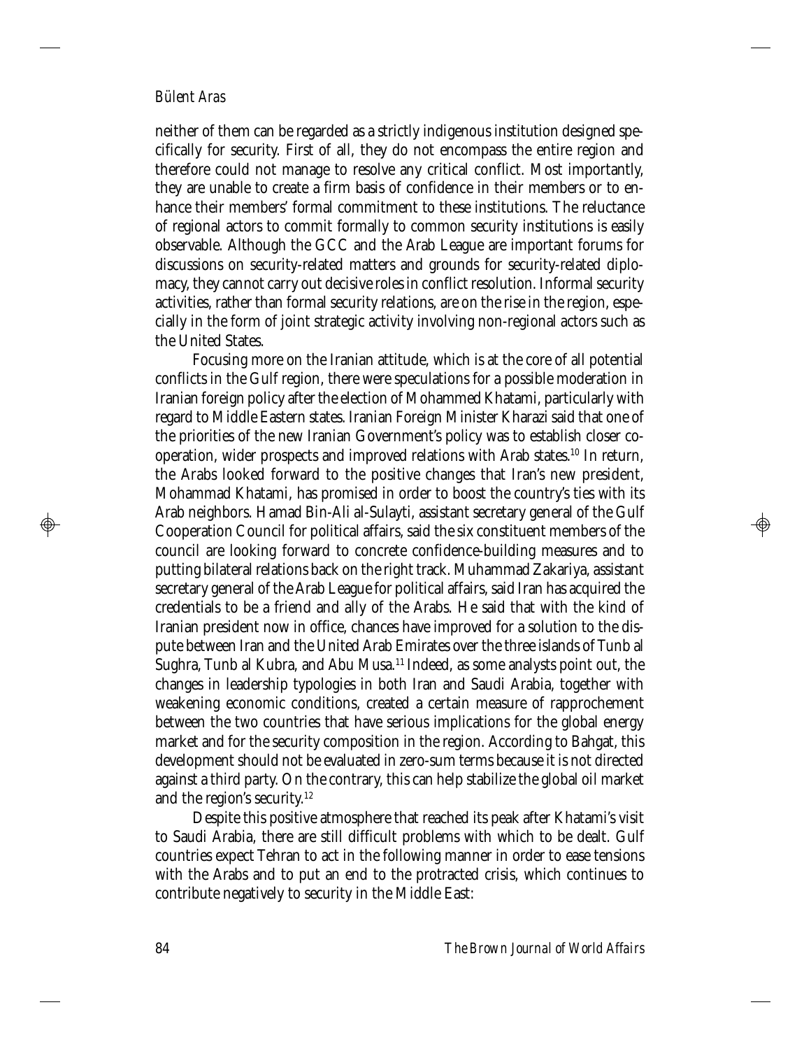neither of them can be regarded as a strictly indigenous institution designed specifically for security. First of all, they do not encompass the entire region and therefore could not manage to resolve any critical conflict. Most importantly, they are unable to create a firm basis of confidence in their members or to enhance their members' formal commitment to these institutions. The reluctance of regional actors to commit formally to common security institutions is easily observable. Although the GCC and the Arab League are important forums for discussions on security-related matters and grounds for security-related diplomacy, they cannot carry out decisive roles in conflict resolution. Informal security activities, rather than formal security relations, are on the rise in the region, especially in the form of joint strategic activity involving non-regional actors such as the United States.

Focusing more on the Iranian attitude, which is at the core of all potential conflicts in the Gulf region, there were speculations for a possible moderation in Iranian foreign policy after the election of Mohammed Khatami, particularly with regard to Middle Eastern states. Iranian Foreign Minister Kharazi said that one of the priorities of the new Iranian Government's policy was to establish closer cooperation, wider prospects and improved relations with Arab states.[10] In return, the Arabs looked forward to the positive changes that Iran's new president, Mohammad Khatami, has promised in order to boost the country's ties with its Arab neighbors. Hamad Bin-Ali al-Sulayti, assistant secretary general of the Gulf Cooperation Council for political affairs, said the six constituent members of the council are looking forward to concrete confidence-building measures and to putting bilateral relations back on the right track. Muhammad Zakariya, assistant secretary general of the Arab League for political affairs, said Iran has acquired the credentials to be a friend and ally of the Arabs. He said that with the kind of Iranian president now in office, chances have improved for a solution to the dispute between Iran and the United Arab Emirates over the three islands of Tunb al Sughra, Tunb al Kubra, and Abu Musa.[11] Indeed, as some analysts point out, the changes in leadership typologies in both Iran and Saudi Arabia, together with weakening economic conditions, created a certain measure of rapprochement between the two countries that have serious implications for the global energy market and for the security composition in the region. According to Bahgat, this development should not be evaluated in zero-sum terms because it is not directed against a third party. On the contrary, this can help stabilize the global oil market and the region's security.[12]

Despite this positive atmosphere that reached its peak after Khatami's visit to Saudi Arabia, there are still difficult problems with which to be dealt. Gulf countries expect Tehran to act in the following manner in order to ease tensions with the Arabs and to put an end to the protracted crisis, which continues to contribute negatively to security in the Middle East: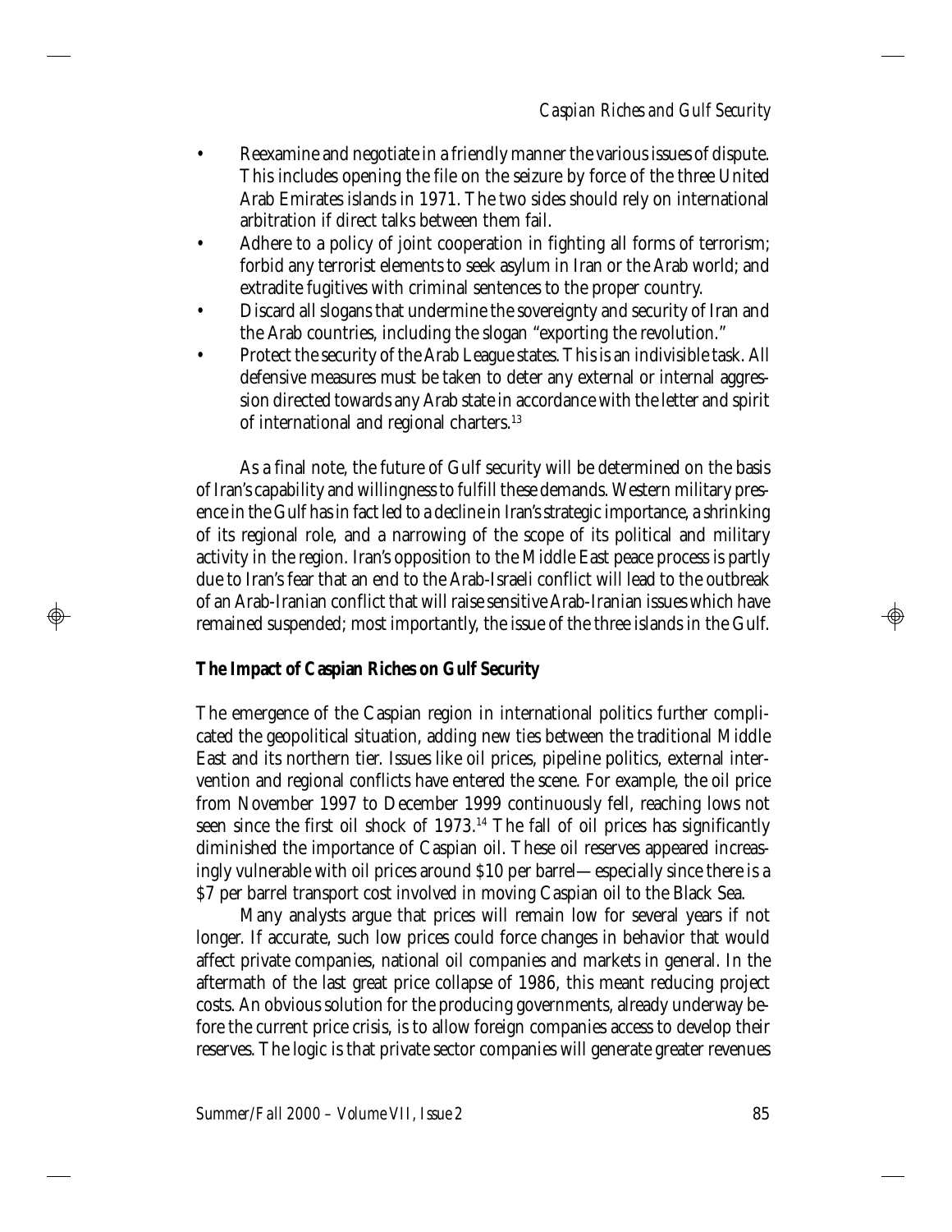- Reexamine and negotiate in a friendly manner the various issues of dispute. This includes opening the file on the seizure by force of the three United Arab Emirates islands in 1971. The two sides should rely on international arbitration if direct talks between them fail.
- Adhere to a policy of joint cooperation in fighting all forms of terrorism; forbid any terrorist elements to seek asylum in Iran or the Arab world; and extradite fugitives with criminal sentences to the proper country.
- Discard all slogans that undermine the sovereignty and security of Iran and the Arab countries, including the slogan "exporting the revolution."
- Protect the security of the Arab League states. This is an indivisible task. All defensive measures must be taken to deter any external or internal aggression directed towards any Arab state in accordance with the letter and spirit of international and regional charters.[13]

As a final note, the future of Gulf security will be determined on the basis of Iran's capability and willingness to fulfill these demands. Western military presence in the Gulf has in fact led to a decline in Iran's strategic importance, a shrinking of its regional role, and a narrowing of the scope of its political and military activity in the region. Iran's opposition to the Middle East peace process is partly due to Iran's fear that an end to the Arab-Israeli conflict will lead to the outbreak of an Arab-Iranian conflict that will raise sensitive Arab-Iranian issues which have remained suspended; most importantly, the issue of the three islands in the Gulf.

**The Impact of Caspian Riches on Gulf Security**

The emergence of the Caspian region in international politics further complicated the geopolitical situation, adding new ties between the traditional Middle East and its northern tier. Issues like oil prices, pipeline politics, external intervention and regional conflicts have entered the scene. For example, the oil price from November 1997 to December 1999 continuously fell, reaching lows not seen since the first oil shock of 1973.[14] The fall of oil prices has significantly diminished the importance of Caspian oil. These oil reserves appeared increasingly vulnerable with oil prices around $10 per barrel—especially since there is a $7 per barrel transport cost involved in moving Caspian oil to the Black Sea.

Many analysts argue that prices will remain low for several years if not longer. If accurate, such low prices could force changes in behavior that would affect private companies, national oil companies and markets in general. In the aftermath of the last great price collapse of 1986, this meant reducing project costs. An obvious solution for the producing governments, already underway before the current price crisis, is to allow foreign companies access to develop their reserves. The logic is that private sector companies will generate greater revenues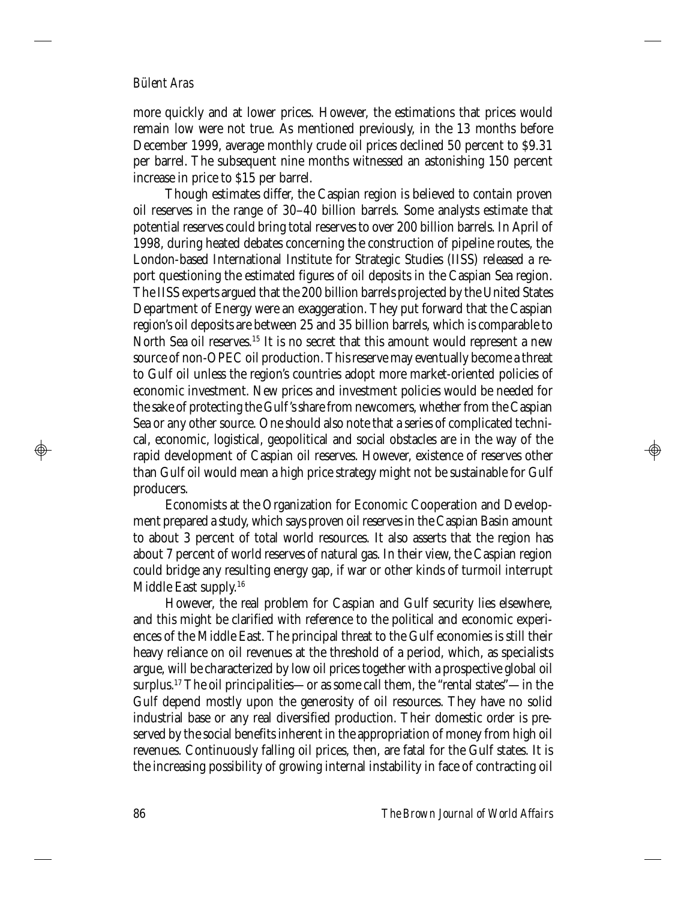more quickly and at lower prices. However, the estimations that prices would remain low were not true. As mentioned previously, in the 13 months before December 1999, average monthly crude oil prices declined 50 percent to $9.31 per barrel. The subsequent nine months witnessed an astonishing 150 percent increase in price to $15 per barrel.

Though estimates differ, the Caspian region is believed to contain proven oil reserves in the range of 30–40 billion barrels. Some analysts estimate that potential reserves could bring total reserves to over 200 billion barrels. In April of 1998, during heated debates concerning the construction of pipeline routes, the London-based International Institute for Strategic Studies (IISS) released a report questioning the estimated figures of oil deposits in the Caspian Sea region. The IISS experts argued that the 200 billion barrels projected by the United States Department of Energy were an exaggeration. They put forward that the Caspian region's oil deposits are between 25 and 35 billion barrels, which is comparable to North Sea oil reserves.[15] It is no secret that this amount would represent a new source of non-OPEC oil production. This reserve may eventually become a threat to Gulf oil unless the region's countries adopt more market-oriented policies of economic investment. New prices and investment policies would be needed for the sake of protecting the Gulf's share from newcomers, whether from the Caspian Sea or any other source. One should also note that a series of complicated technical, economic, logistical, geopolitical and social obstacles are in the way of the rapid development of Caspian oil reserves. However, existence of reserves other than Gulf oil would mean a high price strategy might not be sustainable for Gulf producers.

Economists at the Organization for Economic Cooperation and Development prepared a study, which says proven oil reserves in the Caspian Basin amount to about 3 percent of total world resources. It also asserts that the region has about 7 percent of world reserves of natural gas. In their view, the Caspian region could bridge any resulting energy gap, if war or other kinds of turmoil interrupt Middle East supply.[16]

However, the real problem for Caspian and Gulf security lies elsewhere, and this might be clarified with reference to the political and economic experiences of the Middle East. The principal threat to the Gulf economies is still their heavy reliance on oil revenues at the threshold of a period, which, as specialists argue, will be characterized by low oil prices together with a prospective global oil surplus.[17] The oil principalities—or as some call them, the "rental states"—in the Gulf depend mostly upon the generosity of oil resources. They have no solid industrial base or any real diversified production. Their domestic order is preserved by the social benefits inherent in the appropriation of money from high oil revenues. Continuously falling oil prices, then, are fatal for the Gulf states. It is the increasing possibility of growing internal instability in face of contracting oil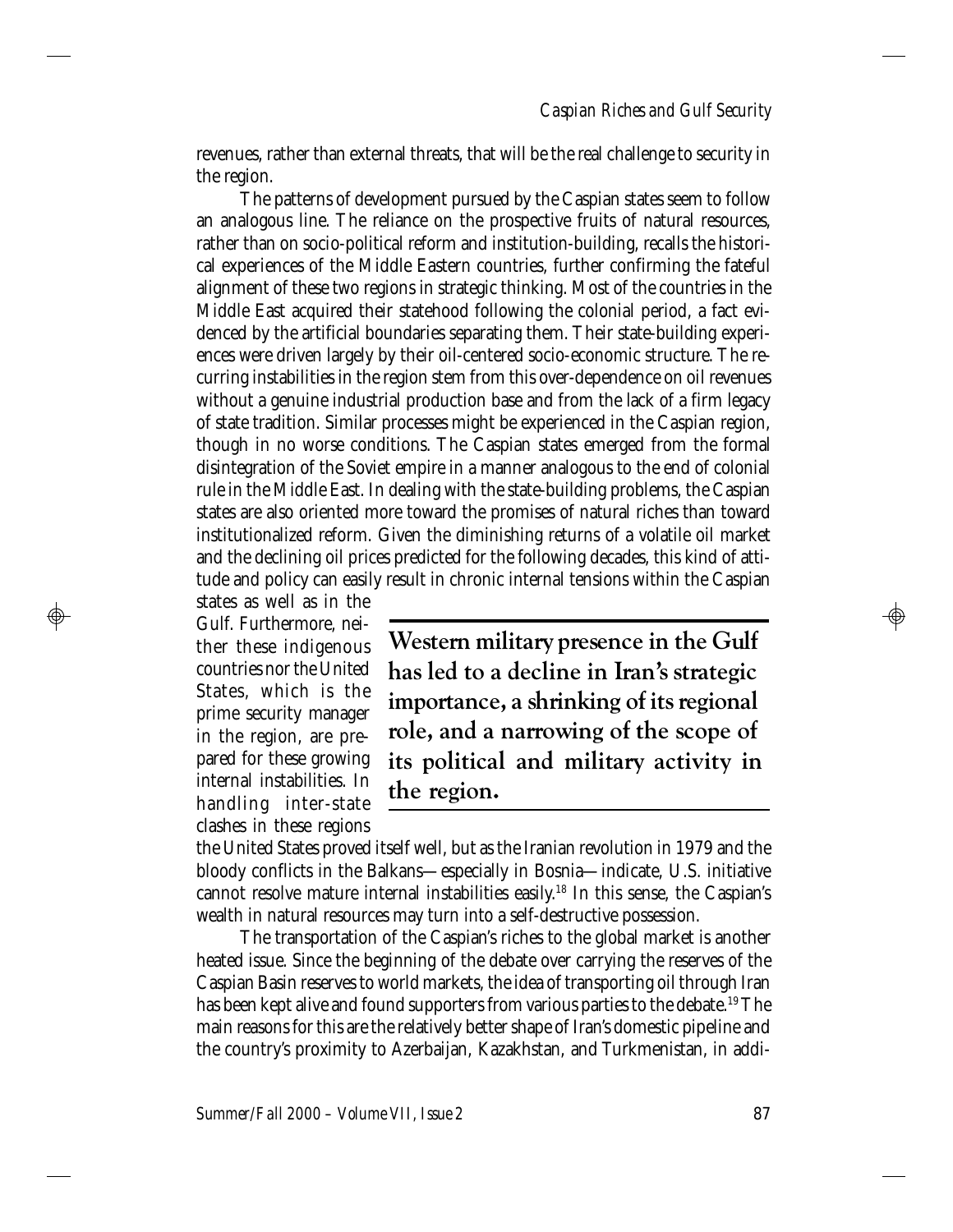revenues, rather than external threats, that will be the real challenge to security in the region.

The patterns of development pursued by the Caspian states seem to follow an analogous line. The reliance on the prospective fruits of natural resources, rather than on socio-political reform and institution-building, recalls the historical experiences of the Middle Eastern countries, further confirming the fateful alignment of these two regions in strategic thinking. Most of the countries in the Middle East acquired their statehood following the colonial period, a fact evidenced by the artificial boundaries separating them. Their state-building experiences were driven largely by their oil-centered socio-economic structure. The recurring instabilities in the region stem from this over-dependence on oil revenues without a genuine industrial production base and from the lack of a firm legacy of state tradition. Similar processes might be experienced in the Caspian region, though in no worse conditions. The Caspian states emerged from the formal disintegration of the Soviet empire in a manner analogous to the end of colonial rule in the Middle East. In dealing with the state-building problems, the Caspian states are also oriented more toward the promises of natural riches than toward institutionalized reform. Given the diminishing returns of a volatile oil market and the declining oil prices predicted for the following decades, this kind of attitude and policy can easily result in chronic internal tensions within the Caspian states as well as in the Gulf. Furthermore, neither these indigenous countries nor the United States, which is the prime security manager in the region, are prepared for these growing internal instabilities. In handling inter-state clashes in these regions the United States proved itself well, but as the Iranian revolution in 1979 and the bloody conflicts in the Balkans—especially in Bosnia—indicate, U.S. initiative cannot resolve mature internal instabilities easily.[18] In this sense, the Caspian's wealth in natural resources may turn into a self-destructive possession.

**Western military presence in the Gulf has led to a decline in Iran's strategic importance, a shrinking of its regional role, and a narrowing of the scope of its political and military activity in the region.**

The transportation of the Caspian's riches to the global market is another heated issue. Since the beginning of the debate over carrying the reserves of the Caspian Basin reserves to world markets, the idea of transporting oil through Iran has been kept alive and found supporters from various parties to the debate.[19] The main reasons for this are the relatively better shape of Iran's domestic pipeline and the country's proximity to Azerbaijan, Kazakhstan, and Turkmenistan, in addi-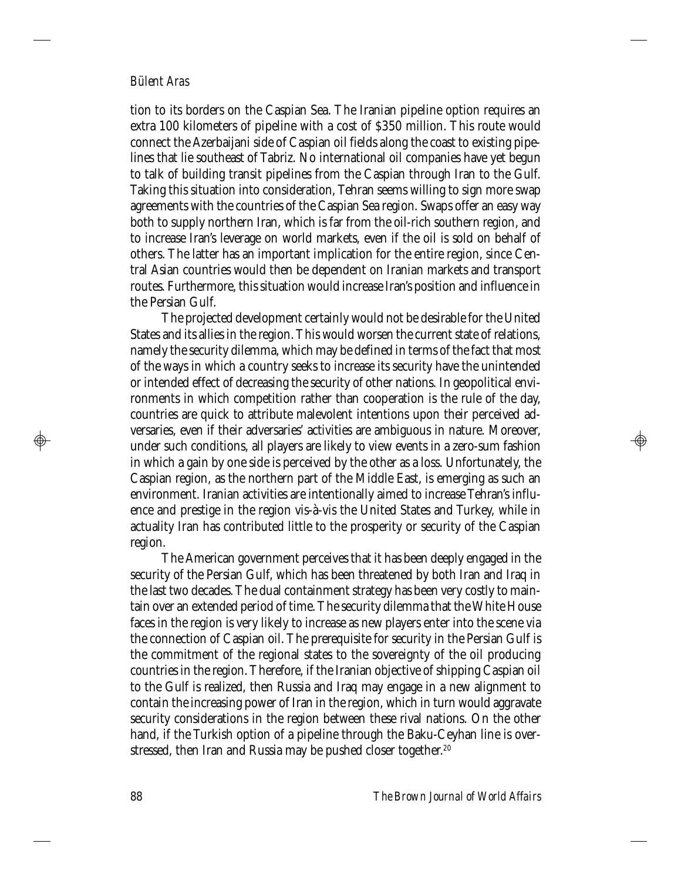tion to its borders on the Caspian Sea. The Iranian pipeline option requires an extra 100 kilometers of pipeline with a cost of $350 million. This route would connect the Azerbaijani side of Caspian oil fields along the coast to existing pipelines that lie southeast of Tabriz. No international oil companies have yet begun to talk of building transit pipelines from the Caspian through Iran to the Gulf. Taking this situation into consideration, Tehran seems willing to sign more swap agreements with the countries of the Caspian Sea region. Swaps offer an easy way both to supply northern Iran, which is far from the oil-rich southern region, and to increase Iran's leverage on world markets, even if the oil is sold on behalf of others. The latter has an important implication for the entire region, since Central Asian countries would then be dependent on Iranian markets and transport routes. Furthermore, this situation would increase Iran's position and influence in the Persian Gulf.

The projected development certainly would not be desirable for the United States and its allies in the region. This would worsen the current state of relations, namely the security dilemma, which may be defined in terms of the fact that most of the ways in which a country seeks to increase its security have the unintended or intended effect of decreasing the security of other nations. In geopolitical environments in which competition rather than cooperation is the rule of the day, countries are quick to attribute malevolent intentions upon their perceived adversaries, even if their adversaries' activities are ambiguous in nature. Moreover, under such conditions, all players are likely to view events in a zero-sum fashion in which a gain by one side is perceived by the other as a loss. Unfortunately, the Caspian region, as the northern part of the Middle East, is emerging as such an environment. Iranian activities are intentionally aimed to increase Tehran's influence and prestige in the region vis-à-vis the United States and Turkey, while in actuality Iran has contributed little to the prosperity or security of the Caspian region.

The American government perceives that it has been deeply engaged in the security of the Persian Gulf, which has been threatened by both Iran and Iraq in the last two decades. The dual containment strategy has been very costly to maintain over an extended period of time. The security dilemma that the White House faces in the region is very likely to increase as new players enter into the scene via the connection of Caspian oil. The prerequisite for security in the Persian Gulf is the commitment of the regional states to the sovereignty of the oil producing countries in the region. Therefore, if the Iranian objective of shipping Caspian oil to the Gulf is realized, then Russia and Iraq may engage in a new alignment to contain the increasing power of Iran in the region, which in turn would aggravate security considerations in the region between these rival nations. On the other hand, if the Turkish option of a pipeline through the Baku-Ceyhan line is overstressed, then Iran and Russia may be pushed closer together.[20]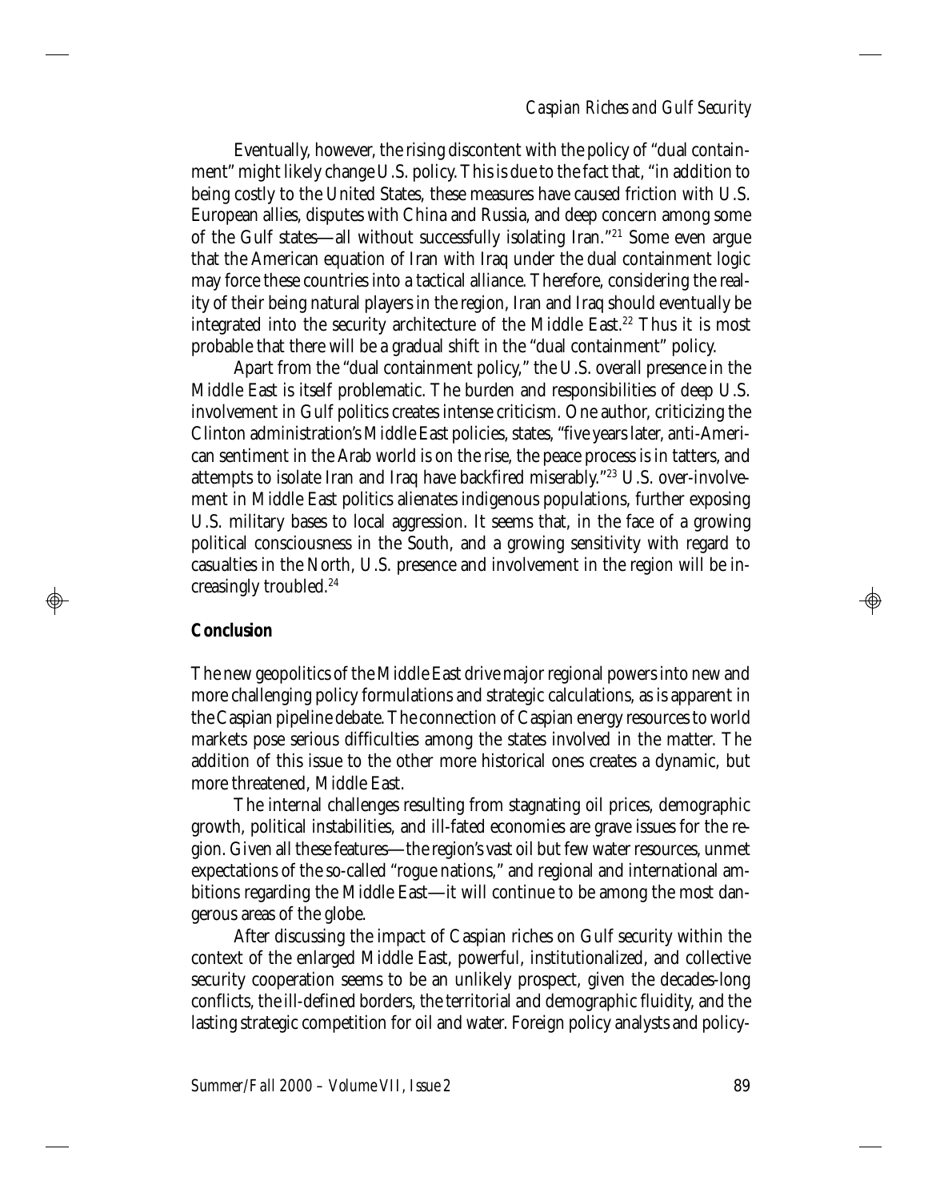Eventually, however, the rising discontent with the policy of "dual containment" might likely change U.S. policy. This is due to the fact that, "in addition to being costly to the United States, these measures have caused friction with U.S. European allies, disputes with China and Russia, and deep concern among some of the Gulf states—all without successfully isolating Iran."[21] Some even argue that the American equation of Iran with Iraq under the dual containment logic may force these countries into a tactical alliance. Therefore, considering the reality of their being natural players in the region, Iran and Iraq should eventually be integrated into the security architecture of the Middle East.[22] Thus it is most probable that there will be a gradual shift in the "dual containment" policy.

Apart from the "dual containment policy," the U.S. overall presence in the Middle East is itself problematic. The burden and responsibilities of deep U.S. involvement in Gulf politics creates intense criticism. One author, criticizing the Clinton administration's Middle East policies, states, "five years later, anti-American sentiment in the Arab world is on the rise, the peace process is in tatters, and attempts to isolate Iran and Iraq have backfired miserably."[23] U.S. over-involvement in Middle East politics alienates indigenous populations, further exposing U.S. military bases to local aggression. It seems that, in the face of a growing political consciousness in the South, and a growing sensitivity with regard to casualties in the North, U.S. presence and involvement in the region will be increasingly troubled.[24]

## Conclusion

The new geopolitics of the Middle East drive major regional powers into new and more challenging policy formulations and strategic calculations, as is apparent in the Caspian pipeline debate. The connection of Caspian energy resources to world markets pose serious difficulties among the states involved in the matter. The addition of this issue to the other more historical ones creates a dynamic, but more threatened, Middle East.

The internal challenges resulting from stagnating oil prices, demographic growth, political instabilities, and ill-fated economies are grave issues for the region. Given all these features—the region's vast oil but few water resources, unmet expectations of the so-called "rogue nations," and regional and international ambitions regarding the Middle East—it will continue to be among the most dangerous areas of the globe.

After discussing the impact of Caspian riches on Gulf security within the context of the enlarged Middle East, powerful, institutionalized, and collective security cooperation seems to be an unlikely prospect, given the decades-long conflicts, the ill-defined borders, the territorial and demographic fluidity, and the lasting strategic competition for oil and water. Foreign policy analysts and policy-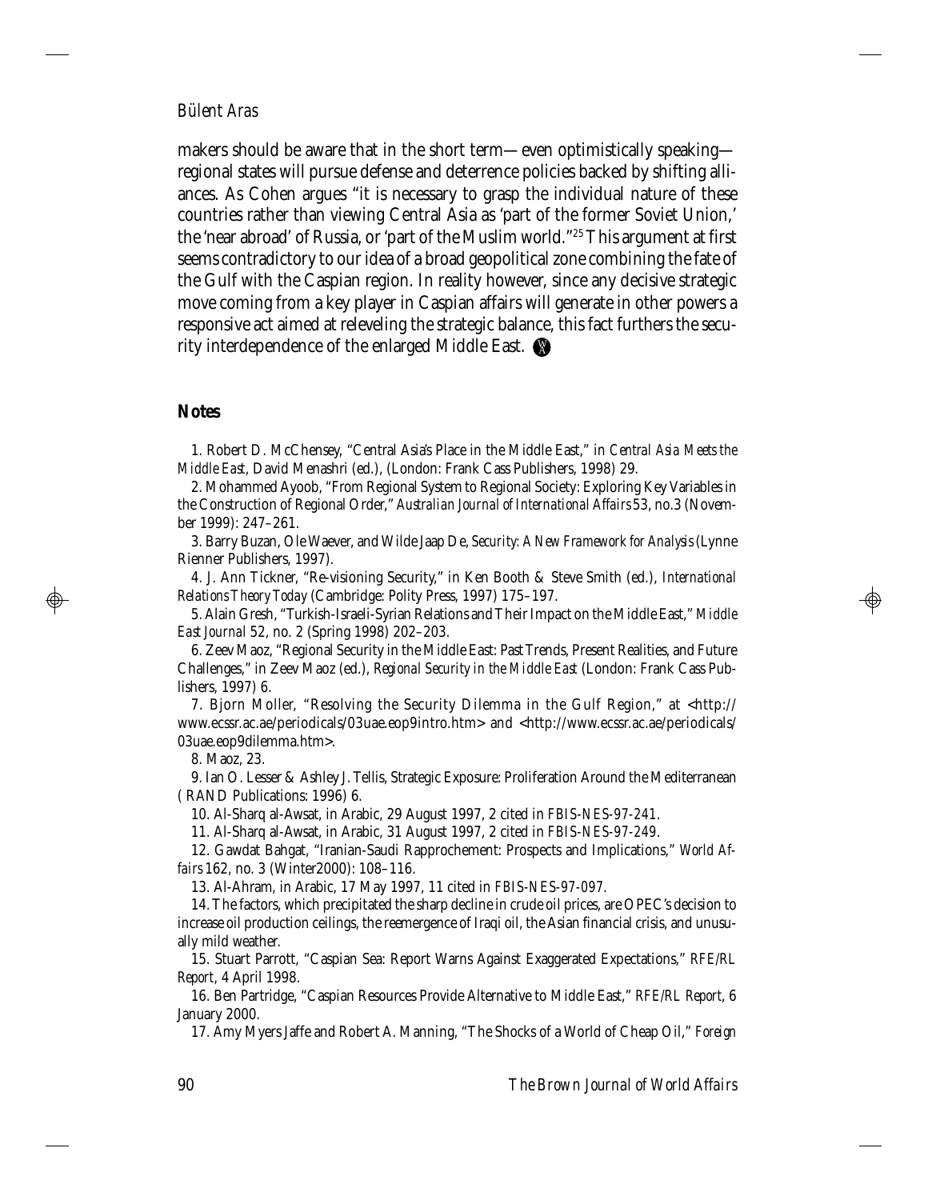makers should be aware that in the short term—even optimistically speaking—regional states will pursue defense and deterrence policies backed by shifting alliances. As Cohen argues "it is necessary to grasp the individual nature of these countries rather than viewing Central Asia as 'part of the former Soviet Union,' the 'near abroad' of Russia, or 'part of the Muslim world."[25] This argument at first seems contradictory to our idea of a broad geopolitical zone combining the fate of the Gulf with the Caspian region. In reality however, since any decisive strategic move coming from a key player in Caspian affairs will generate in other powers a responsive act aimed at releveling the strategic balance, this fact furthers the security interdependence of the enlarged Middle East.

## Notes

1. Robert D. McChensey, "Central Asia's Place in the Middle East," in *Central Asia Meets the Middle East*, David Menashri (ed.), (London: Frank Cass Publishers, 1998) 29.

2. Mohammed Ayoob, "From Regional System to Regional Society: Exploring Key Variables in the Construction of Regional Order," *Australian Journal of International Affairs* 53, no.3 (November 1999): 247–261.

3. Barry Buzan, Ole Waever, and Wilde Jaap De, *Security: A New Framework for Analysis* (Lynne Rienner Publishers, 1997).

4. J. Ann Tickner, "Re-visioning Security," in Ken Booth & Steve Smith (ed.), *International Relations Theory Today* (Cambridge: Polity Press, 1997) 175–197.

5. Alain Gresh, "Turkish-Israeli-Syrian Relations and Their Impact on the Middle East," *Middle East Journal* 52, no. 2 (Spring 1998) 202–203.

6. Zeev Maoz, "Regional Security in the Middle East: Past Trends, Present Realities, and Future Challenges," in Zeev Maoz (ed.), *Regional Security in the Middle East* (London: Frank Cass Publishers, 1997) 6.

7. Bjorn Moller, "Resolving the Security Dilemma in the Gulf Region," at <http://www.ecssr.ac.ae/periodicals/03uae.eop9intro.htm> and <http://www.ecssr.ac.ae/periodicals/03uae.eop9dilemma.htm>.

8. Maoz, 23.

9. Ian O. Lesser & Ashley J. Tellis, Strategic Exposure: Proliferation Around the Mediterranean ( RAND Publications: 1996) 6.

10. Al-Sharq al-Awsat, in Arabic, 29 August 1997, 2 cited in *FBIS-NES-97-241*.

11. Al-Sharq al-Awsat, in Arabic, 31 August 1997, 2 cited in *FBIS-NES-97-249*.

12. Gawdat Bahgat, "Iranian-Saudi Rapprochement: Prospects and Implications," *World Affairs* 162, no. 3 (Winter2000): 108–116.

13. Al-Ahram, in Arabic, 17 May 1997, 11 cited in *FBIS-NES-97-097*.

14. The factors, which precipitated the sharp decline in crude oil prices, are OPEC's decision to increase oil production ceilings, the reemergence of Iraqi oil, the Asian financial crisis, and unusually mild weather.

15. Stuart Parrott, "Caspian Sea: Report Warns Against Exaggerated Expectations," *RFE/RL Report*, 4 April 1998.

16. Ben Partridge, "Caspian Resources Provide Alternative to Middle East," *RFE/RL Report*, 6 January 2000.

17. Amy Myers Jaffe and Robert A. Manning, "The Shocks of a World of Cheap Oil," *Foreign*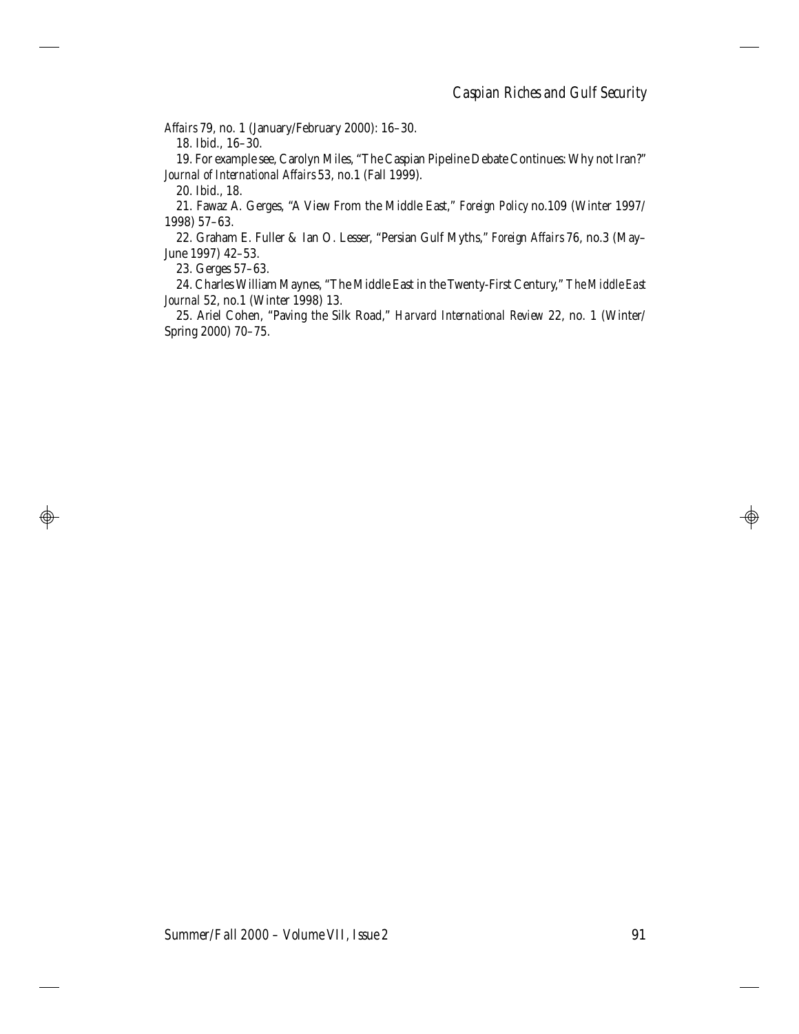*Affairs* 79, no. 1 (January/February 2000): 16–30.

18. Ibid., 16–30.

19. For example see, Carolyn Miles, "The Caspian Pipeline Debate Continues: Why not Iran?" *Journal of International Affairs* 53, no.1 (Fall 1999).

20. Ibid., 18.

21. Fawaz A. Gerges, "A View From the Middle East," *Foreign Policy* no.109 (Winter 1997/ 1998) 57–63.

22. Graham E. Fuller & Ian O. Lesser, "Persian Gulf Myths," *Foreign Affairs* 76, no.3 (May–June 1997) 42–53.

23. Gerges 57–63.

24. Charles William Maynes, "The Middle East in the Twenty-First Century," *The Middle East Journal* 52, no.1 (Winter 1998) 13.

25. Ariel Cohen, "Paving the Silk Road," *Harvard International Review* 22, no. 1 (Winter/ Spring 2000) 70–75.